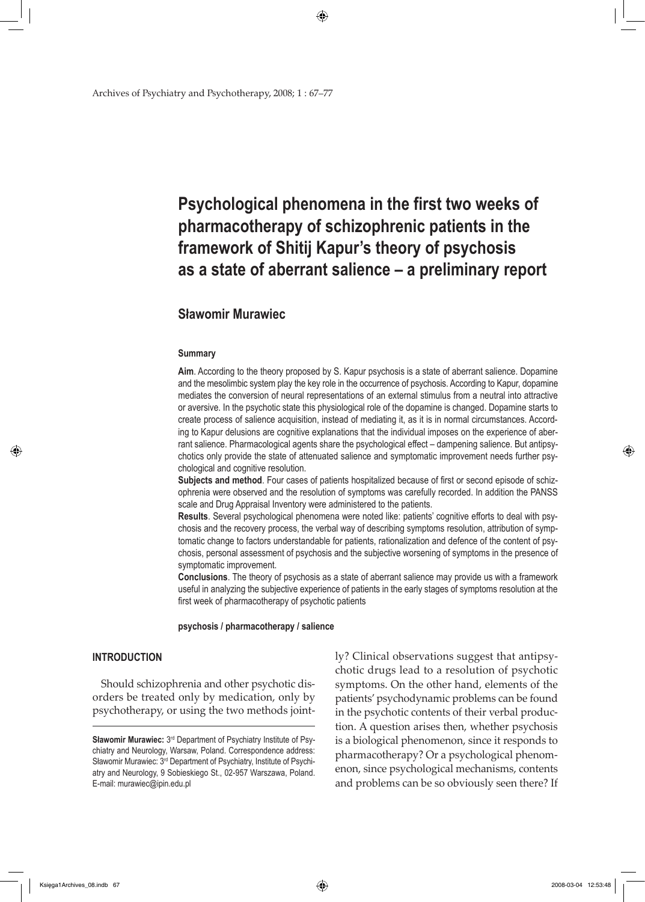# Psychological phenomena in the first two weeks of pharmacotherapy of schizophrenic patients in the framework of Shitij Kapur's theory of psychosis as a state of aberrant salience – a preliminary report

## Sławomir Murawiec

### Summary

**Aim**. According to the theory proposed by S. Kapur psychosis is a state of aberrant salience. Dopamine and the mesolimbic system play the key role in the occurrence of psychosis. According to Kapur, dopamine mediates the conversion of neural representations of an external stimulus from a neutral into attractive or aversive. In the psychotic state this physiological role of the dopamine is changed. Dopamine starts to create process of salience acquisition, instead of mediating it, as it is in normal circumstances. According to Kapur delusions are cognitive explanations that the individual imposes on the experience of aberrant salience. Pharmacological agents share the psychological effect – dampening salience. But antipsychotics only provide the state of attenuated salience and symptomatic improvement needs further psychological and cognitive resolution.

**Subjects and method**. Four cases of patients hospitalized because of first or second episode of schizophrenia were observed and the resolution of symptoms was carefully recorded. In addition the PANSS scale and Drug Appraisal Inventory were administered to the patients.

**Results**. Several psychological phenomena were noted like: patients' cognitive efforts to deal with psychosis and the recovery process, the verbal way of describing symptoms resolution, attribution of symptomatic change to factors understandable for patients, rationalization and defence of the content of psychosis, personal assessment of psychosis and the subjective worsening of symptoms in the presence of symptomatic improvement.

**Conclusions**. The theory of psychosis as a state of aberrant salience may provide us with a framework useful in analyzing the subjective experience of patients in the early stages of symptoms resolution at the first week of pharmacotherapy of psychotic patients

**psychosis / pharmacotherapy / salience**

## INTRODUCTION

Should schizophrenia and other psychotic disorders be treated only by medication, only by psychotherapy, or using the two methods jointly? Clinical observations suggest that antipsychotic drugs lead to a resolution of psychotic symptoms. On the other hand, elements of the patients' psychodynamic problems can be found in the psychotic contents of their verbal production. A question arises then, whether psychosis is a biological phenomenon, since it responds to pharmacotherapy? Or a psychological phenomenon, since psychological mechanisms, contents and problems can be so obviously seen there? If

**Sławomir Murawiec:** 3rd Department of Psychiatry Institute of Psychiatry and Neurology, Warsaw, Poland. Correspondence address: Sławomir Murawiec: 3rd Department of Psychiatry, Institute of Psychiatry and Neurology, 9 Sobieskiego St., 02-957 Warszawa, Poland. E-mail: murawiec@ipin.edu.pl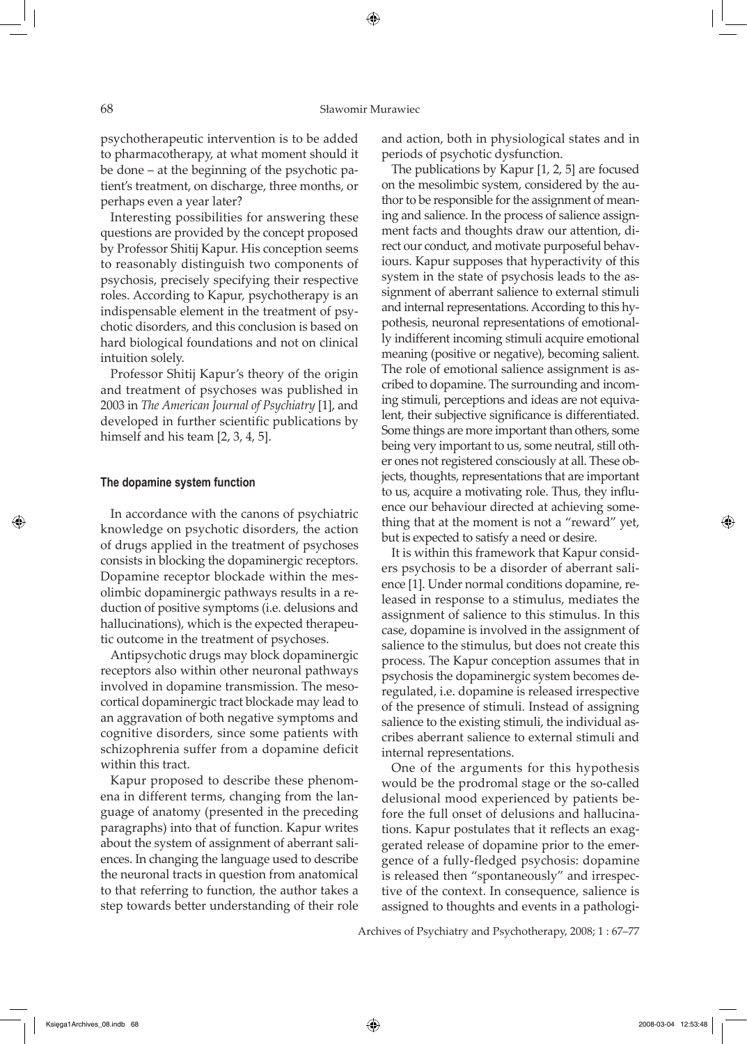psychotherapeutic intervention is to be added to pharmacotherapy, at what moment should it be done – at the beginning of the psychotic patient's treatment, on discharge, three months, or perhaps even a year later?

Interesting possibilities for answering these questions are provided by the concept proposed by Professor Shitij Kapur. His conception seems to reasonably distinguish two components of psychosis, precisely specifying their respective roles. According to Kapur, psychotherapy is an indispensable element in the treatment of psychotic disorders, and this conclusion is based on hard biological foundations and not on clinical intuition solely.

Professor Shitij Kapur's theory of the origin and treatment of psychoses was published in 2003 in *The American Journal of Psychiatry* [1], and developed in further scientific publications by himself and his team [2, 3, 4, 5].

#### The dopamine system function

In accordance with the canons of psychiatric knowledge on psychotic disorders, the action of drugs applied in the treatment of psychoses consists in blocking the dopaminergic receptors. Dopamine receptor blockade within the mesolimbic dopaminergic pathways results in a reduction of positive symptoms (i.e. delusions and hallucinations), which is the expected therapeutic outcome in the treatment of psychoses.

Antipsychotic drugs may block dopaminergic receptors also within other neuronal pathways involved in dopamine transmission. The mesocortical dopaminergic tract blockade may lead to an aggravation of both negative symptoms and cognitive disorders, since some patients with schizophrenia suffer from a dopamine deficit within this tract.

Kapur proposed to describe these phenomena in different terms, changing from the language of anatomy (presented in the preceding paragraphs) into that of function. Kapur writes about the system of assignment of aberrant saliences. In changing the language used to describe the neuronal tracts in question from anatomical to that referring to function, the author takes a step towards better understanding of their role and action, both in physiological states and in periods of psychotic dysfunction.

The publications by Kapur [1, 2, 5] are focused on the mesolimbic system, considered by the author to be responsible for the assignment of meaning and salience. In the process of salience assignment facts and thoughts draw our attention, direct our conduct, and motivate purposeful behaviours. Kapur supposes that hyperactivity of this system in the state of psychosis leads to the assignment of aberrant salience to external stimuli and internal representations. According to this hypothesis, neuronal representations of emotionally indifferent incoming stimuli acquire emotional meaning (positive or negative), becoming salient. The role of emotional salience assignment is ascribed to dopamine. The surrounding and incoming stimuli, perceptions and ideas are not equivalent, their subjective significance is differentiated. Some things are more important than others, some being very important to us, some neutral, still other ones not registered consciously at all. These objects, thoughts, representations that are important to us, acquire a motivating role. Thus, they influence our behaviour directed at achieving something that at the moment is not a "reward" yet, but is expected to satisfy a need or desire.

It is within this framework that Kapur considers psychosis to be a disorder of aberrant salience [1]. Under normal conditions dopamine, released in response to a stimulus, mediates the assignment of salience to this stimulus. In this case, dopamine is involved in the assignment of salience to the stimulus, but does not create this process. The Kapur conception assumes that in psychosis the dopaminergic system becomes deregulated, i.e. dopamine is released irrespective of the presence of stimuli. Instead of assigning salience to the existing stimuli, the individual ascribes aberrant salience to external stimuli and internal representations.

One of the arguments for this hypothesis would be the prodromal stage or the so-called delusional mood experienced by patients before the full onset of delusions and hallucinations. Kapur postulates that it reflects an exaggerated release of dopamine prior to the emergence of a fully-fledged psychosis: dopamine is released then "spontaneously" and irrespective of the context. In consequence, salience is assigned to thoughts and events in a pathologi-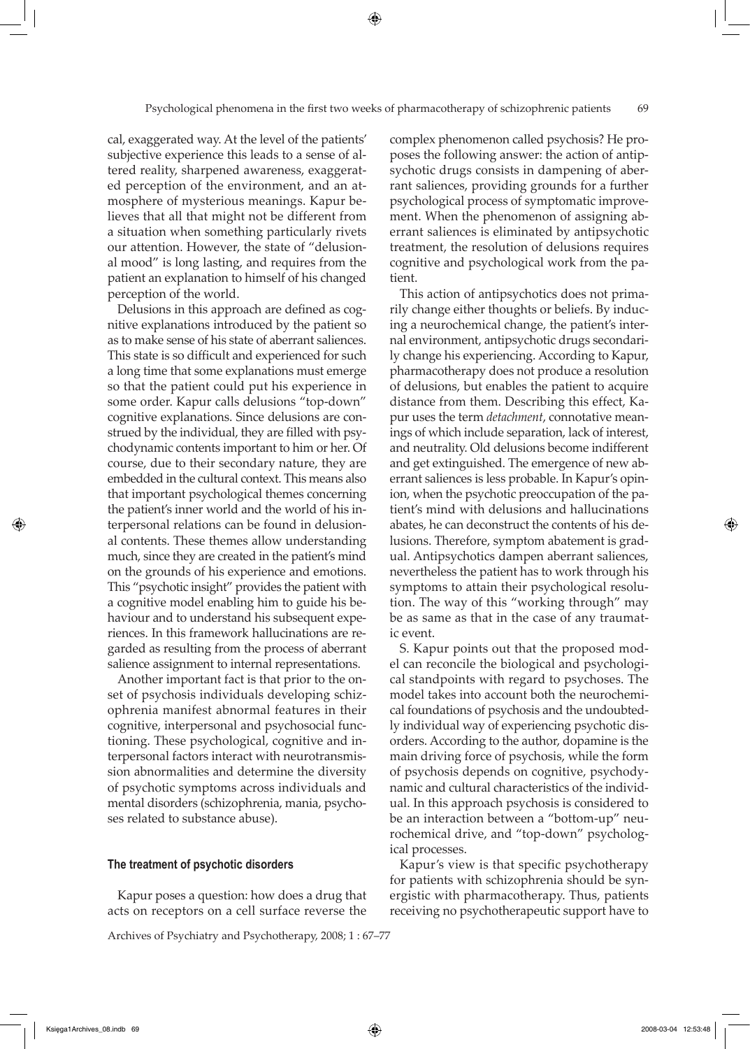cal, exaggerated way. At the level of the patients' subjective experience this leads to a sense of altered reality, sharpened awareness, exaggerated perception of the environment, and an atmosphere of mysterious meanings. Kapur believes that all that might not be different from a situation when something particularly rivets our attention. However, the state of "delusional mood" is long lasting, and requires from the patient an explanation to himself of his changed perception of the world.

Delusions in this approach are defined as cognitive explanations introduced by the patient so as to make sense of his state of aberrant saliences. This state is so difficult and experienced for such a long time that some explanations must emerge so that the patient could put his experience in some order. Kapur calls delusions "top-down" cognitive explanations. Since delusions are construed by the individual, they are filled with psychodynamic contents important to him or her. Of course, due to their secondary nature, they are embedded in the cultural context. This means also that important psychological themes concerning the patient's inner world and the world of his interpersonal relations can be found in delusional contents. These themes allow understanding much, since they are created in the patient's mind on the grounds of his experience and emotions. This "psychotic insight" provides the patient with a cognitive model enabling him to guide his behaviour and to understand his subsequent experiences. In this framework hallucinations are regarded as resulting from the process of aberrant salience assignment to internal representations.

Another important fact is that prior to the onset of psychosis individuals developing schizophrenia manifest abnormal features in their cognitive, interpersonal and psychosocial functioning. These psychological, cognitive and interpersonal factors interact with neurotransmission abnormalities and determine the diversity of psychotic symptoms across individuals and mental disorders (schizophrenia, mania, psychoses related to substance abuse).

#### The treatment of psychotic disorders

Kapur poses a question: how does a drug that acts on receptors on a cell surface reverse the complex phenomenon called psychosis? He proposes the following answer: the action of antipsychotic drugs consists in dampening of aberrant saliences, providing grounds for a further psychological process of symptomatic improvement. When the phenomenon of assigning aberrant saliences is eliminated by antipsychotic treatment, the resolution of delusions requires cognitive and psychological work from the patient.

This action of antipsychotics does not primarily change either thoughts or beliefs. By inducing a neurochemical change, the patient's internal environment, antipsychotic drugs secondarily change his experiencing. According to Kapur, pharmacotherapy does not produce a resolution of delusions, but enables the patient to acquire distance from them. Describing this effect, Kapur uses the term *detachment*, connotative meanings of which include separation, lack of interest, and neutrality. Old delusions become indifferent and get extinguished. The emergence of new aberrant saliences is less probable. In Kapur's opinion, when the psychotic preoccupation of the patient's mind with delusions and hallucinations abates, he can deconstruct the contents of his delusions. Therefore, symptom abatement is gradual. Antipsychotics dampen aberrant saliences, nevertheless the patient has to work through his symptoms to attain their psychological resolution. The way of this "working through" may be as same as that in the case of any traumatic event.

S. Kapur points out that the proposed model can reconcile the biological and psychological standpoints with regard to psychoses. The model takes into account both the neurochemical foundations of psychosis and the undoubtedly individual way of experiencing psychotic disorders. According to the author, dopamine is the main driving force of psychosis, while the form of psychosis depends on cognitive, psychodynamic and cultural characteristics of the individual. In this approach psychosis is considered to be an interaction between a "bottom-up" neurochemical drive, and "top-down" psychological processes.

Kapur's view is that specific psychotherapy for patients with schizophrenia should be synergistic with pharmacotherapy. Thus, patients receiving no psychotherapeutic support have to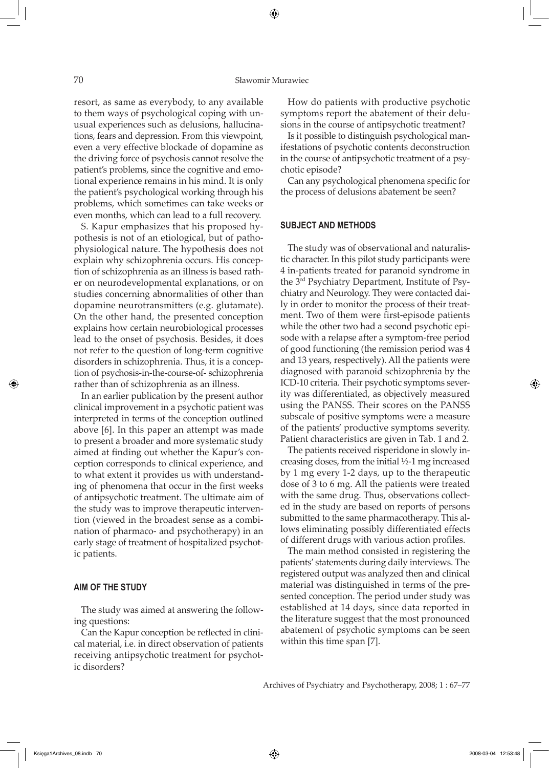resort, as same as everybody, to any available to them ways of psychological coping with unusual experiences such as delusions, hallucinations, fears and depression. From this viewpoint, even a very effective blockade of dopamine as the driving force of psychosis cannot resolve the patient's problems, since the cognitive and emotional experience remains in his mind. It is only the patient's psychological working through his problems, which sometimes can take weeks or even months, which can lead to a full recovery.

S. Kapur emphasizes that his proposed hypothesis is not of an etiological, but of pathophysiological nature. The hypothesis does not explain why schizophrenia occurs. His conception of schizophrenia as an illness is based rather on neurodevelopmental explanations, or on studies concerning abnormalities of other than dopamine neurotransmitters (e.g. glutamate). On the other hand, the presented conception explains how certain neurobiological processes lead to the onset of psychosis. Besides, it does not refer to the question of long-term cognitive disorders in schizophrenia. Thus, it is a conception of psychosis-in-the-course-of- schizophrenia rather than of schizophrenia as an illness.

In an earlier publication by the present author clinical improvement in a psychotic patient was interpreted in terms of the conception outlined above [6]. In this paper an attempt was made to present a broader and more systematic study aimed at finding out whether the Kapur's conception corresponds to clinical experience, and to what extent it provides us with understanding of phenomena that occur in the first weeks of antipsychotic treatment. The ultimate aim of the study was to improve therapeutic intervention (viewed in the broadest sense as a combination of pharmaco- and psychotherapy) in an early stage of treatment of hospitalized psychotic patients.

## AIM OF THE STUDY

The study was aimed at answering the following questions:

Can the Kapur conception be reflected in clinical material, i.e. in direct observation of patients receiving antipsychotic treatment for psychotic disorders?

How do patients with productive psychotic symptoms report the abatement of their delusions in the course of antipsychotic treatment?

Is it possible to distinguish psychological manifestations of psychotic contents deconstruction in the course of antipsychotic treatment of a psychotic episode?

Can any psychological phenomena specific for the process of delusions abatement be seen?

## SUBJECT AND METHODS

The study was of observational and naturalistic character. In this pilot study participants were 4 in-patients treated for paranoid syndrome in the 3rd Psychiatry Department, Institute of Psychiatry and Neurology. They were contacted daily in order to monitor the process of their treatment. Two of them were first-episode patients while the other two had a second psychotic episode with a relapse after a symptom-free period of good functioning (the remission period was 4 and 13 years, respectively). All the patients were diagnosed with paranoid schizophrenia by the ICD-10 criteria. Their psychotic symptoms severity was differentiated, as objectively measured using the PANSS. Their scores on the PANSS subscale of positive symptoms were a measure of the patients' productive symptoms severity. Patient characteristics are given in Tab. 1 and 2.

The patients received risperidone in slowly increasing doses, from the initial ½-1 mg increased by 1 mg every 1-2 days, up to the therapeutic dose of 3 to 6 mg. All the patients were treated with the same drug. Thus, observations collected in the study are based on reports of persons submitted to the same pharmacotherapy. This allows eliminating possibly differentiated effects of different drugs with various action profiles.

The main method consisted in registering the patients' statements during daily interviews. The registered output was analyzed then and clinical material was distinguished in terms of the presented conception. The period under study was established at 14 days, since data reported in the literature suggest that the most pronounced abatement of psychotic symptoms can be seen within this time span [7].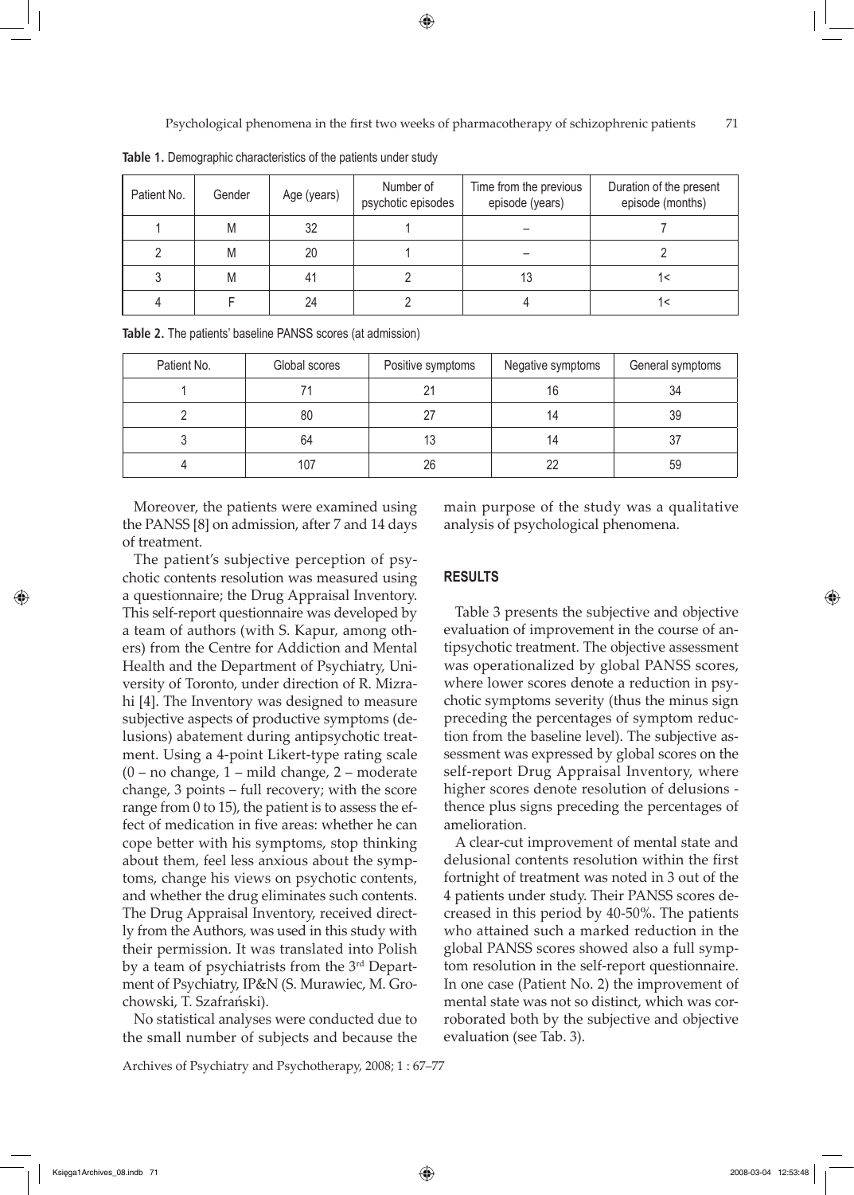**Table 1.** Demographic characteristics of the patients under study

| Patient No. | Gender | Age (years) | Number of psychotic episodes | Time from the previous episode (years) | Duration of the present episode (months) |
|---|---|---|---|---|---|
| 1 | M | 32 | 1 | – | 7 |
| 2 | M | 20 | 1 | – | 2 |
| 3 | M | 41 | 2 | 13 | 1< |
| 4 | F | 24 | 2 | 4 | 1< |

**Table 2.** The patients' baseline PANSS scores (at admission)

| Patient No. | Global scores | Positive symptoms | Negative symptoms | General symptoms |
|---|---|---|---|---|
| 1 | 71 | 21 | 16 | 34 |
| 2 | 80 | 27 | 14 | 39 |
| 3 | 64 | 13 | 14 | 37 |
| 4 | 107 | 26 | 22 | 59 |

Moreover, the patients were examined using the PANSS [8] on admission, after 7 and 14 days of treatment.

The patient's subjective perception of psychotic contents resolution was measured using a questionnaire; the Drug Appraisal Inventory. This self-report questionnaire was developed by a team of authors (with S. Kapur, among others) from the Centre for Addiction and Mental Health and the Department of Psychiatry, University of Toronto, under direction of R. Mizrahi [4]. The Inventory was designed to measure subjective aspects of productive symptoms (delusions) abatement during antipsychotic treatment. Using a 4-point Likert-type rating scale (0 – no change, 1 – mild change, 2 – moderate change, 3 points – full recovery; with the score range from 0 to 15), the patient is to assess the effect of medication in five areas: whether he can cope better with his symptoms, stop thinking about them, feel less anxious about the symptoms, change his views on psychotic contents, and whether the drug eliminates such contents. The Drug Appraisal Inventory, received directly from the Authors, was used in this study with their permission. It was translated into Polish by a team of psychiatrists from the 3[rd] Department of Psychiatry, IP&N (S. Murawiec, M. Grochowski, T. Szafrański).

No statistical analyses were conducted due to the small number of subjects and because the main purpose of the study was a qualitative analysis of psychological phenomena.

## RESULTS

Table 3 presents the subjective and objective evaluation of improvement in the course of antipsychotic treatment. The objective assessment was operationalized by global PANSS scores, where lower scores denote a reduction in psychotic symptoms severity (thus the minus sign preceding the percentages of symptom reduction from the baseline level). The subjective assessment was expressed by global scores on the self-report Drug Appraisal Inventory, where higher scores denote resolution of delusions - thence plus signs preceding the percentages of amelioration.

A clear-cut improvement of mental state and delusional contents resolution within the first fortnight of treatment was noted in 3 out of the 4 patients under study. Their PANSS scores decreased in this period by 40-50%. The patients who attained such a marked reduction in the global PANSS scores showed also a full symptom resolution in the self-report questionnaire. In one case (Patient No. 2) the improvement of mental state was not so distinct, which was corroborated both by the subjective and objective evaluation (see Tab. 3).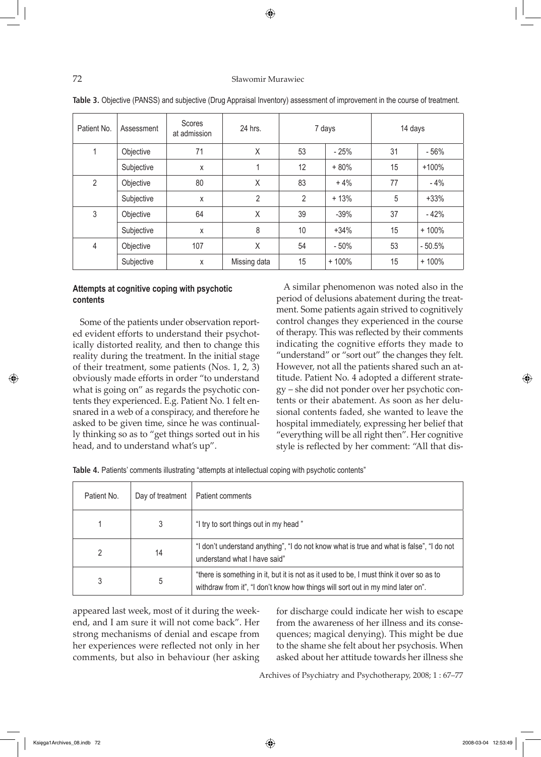**Table 3.** Objective (PANSS) and subjective (Drug Appraisal Inventory) assessment of improvement in the course of treatment.

| Patient No. | Assessment | Scores at admission | 24 hrs. | 7 days | | 14 days | |
|---|---|---|---|---|---|---|---|
| 1 | Objective | 71 | X | 53 | - 25% | 31 | - 56% |
| | Subjective | x | 1 | 12 | + 80% | 15 | +100% |
| 2 | Objective | 80 | X | 83 | + 4% | 77 | - 4% |
| | Subjective | x | 2 | 2 | + 13% | 5 | +33% |
| 3 | Objective | 64 | X | 39 | -39% | 37 | - 42% |
| | Subjective | x | 8 | 10 | +34% | 15 | + 100% |
| 4 | Objective | 107 | X | 54 | - 50% | 53 | - 50.5% |
| | Subjective | x | Missing data | 15 | + 100% | 15 | + 100% |

### Attempts at cognitive coping with psychotic contents

Some of the patients under observation reported evident efforts to understand their psychotically distorted reality, and then to change this reality during the treatment. In the initial stage of their treatment, some patients (Nos. 1, 2, 3) obviously made efforts in order "to understand what is going on" as regards the psychotic contents they experienced. E.g. Patient No. 1 felt ensnared in a web of a conspiracy, and therefore he asked to be given time, since he was continually thinking so as to "get things sorted out in his head, and to understand what's up".

A similar phenomenon was noted also in the period of delusions abatement during the treatment. Some patients again strived to cognitively control changes they experienced in the course of therapy. This was reflected by their comments indicating the cognitive efforts they made to "understand" or "sort out" the changes they felt. However, not all the patients shared such an attitude. Patient No. 4 adopted a different strategy – she did not ponder over her psychotic contents or their abatement. As soon as her delusional contents faded, she wanted to leave the hospital immediately, expressing her belief that "everything will be all right then". Her cognitive style is reflected by her comment: "All that disappeared last week, most of it during the weekend, and I am sure it will not come back". Her strong mechanisms of denial and escape from her experiences were reflected not only in her comments, but also in behaviour (her asking for discharge could indicate her wish to escape from the awareness of her illness and its consequences; magical denying). This might be due to the shame she felt about her psychosis. When asked about her attitude towards her illness she

**Table 4.** Patients' comments illustrating "attempts at intellectual coping with psychotic contents"

| Patient No. | Day of treatment | Patient comments |
|---|---|---|
| 1 | 3 | "I try to sort things out in my head " |
| 2 | 14 | "I don't understand anything", "I do not know what is true and what is false", "I do not understand what I have said" |
| 3 | 5 | "there is something in it, but it is not as it used to be, I must think it over so as to withdraw from it", "I don't know how things will sort out in my mind later on". |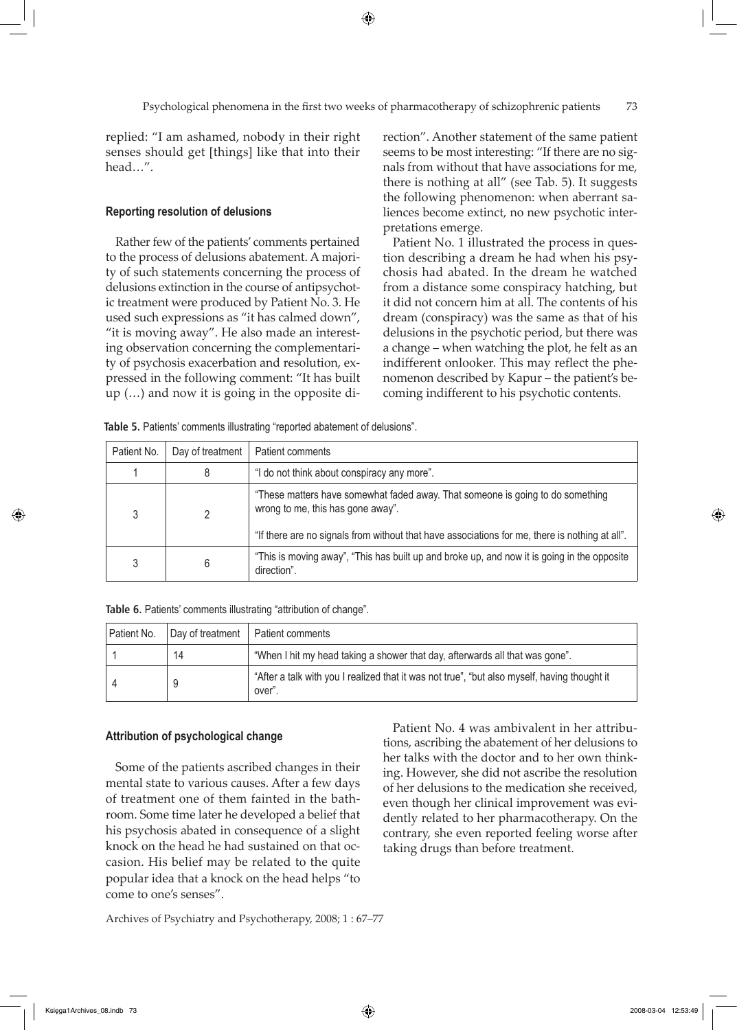replied: "I am ashamed, nobody in their right senses should get [things] like that into their head…".

#### Reporting resolution of delusions

Rather few of the patients' comments pertained to the process of delusions abatement. A majority of such statements concerning the process of delusions extinction in the course of antipsychotic treatment were produced by Patient No. 3. He used such expressions as "it has calmed down", "it is moving away". He also made an interesting observation concerning the complementarity of psychosis exacerbation and resolution, expressed in the following comment: "It has built up (…) and now it is going in the opposite direction". Another statement of the same patient seems to be most interesting: "If there are no signals from without that have associations for me, there is nothing at all" (see Tab. 5). It suggests the following phenomenon: when aberrant saliences become extinct, no new psychotic interpretations emerge.

Patient No. 1 illustrated the process in question describing a dream he had when his psychosis had abated. In the dream he watched from a distance some conspiracy hatching, but it did not concern him at all. The contents of his dream (conspiracy) was the same as that of his delusions in the psychotic period, but there was a change – when watching the plot, he felt as an indifferent onlooker. This may reflect the phenomenon described by Kapur – the patient's becoming indifferent to his psychotic contents.

**Table 5.** Patients' comments illustrating "reported abatement of delusions".

| Patient No. | Day of treatment | Patient comments |
|---|---|---|
| 1 | 8 | "I do not think about conspiracy any more". |
| 3 | 2 | "These matters have somewhat faded away. That someone is going to do something wrong to me, this has gone away". "If there are no signals from without that have associations for me, there is nothing at all". |
| 3 | 6 | "This is moving away", "This has built up and broke up, and now it is going in the opposite direction". |

**Table 6.** Patients' comments illustrating "attribution of change".

| Patient No. | Day of treatment | Patient comments |
|---|---|---|
| 1 | 14 | "When I hit my head taking a shower that day, afterwards all that was gone". |
| 4 | 9 | "After a talk with you I realized that it was not true", "but also myself, having thought it over". |

#### Attribution of psychological change

Some of the patients ascribed changes in their mental state to various causes. After a few days of treatment one of them fainted in the bathroom. Some time later he developed a belief that his psychosis abated in consequence of a slight knock on the head he had sustained on that occasion. His belief may be related to the quite popular idea that a knock on the head helps "to come to one's senses".

Patient No. 4 was ambivalent in her attributions, ascribing the abatement of her delusions to her talks with the doctor and to her own thinking. However, she did not ascribe the resolution of her delusions to the medication she received, even though her clinical improvement was evidently related to her pharmacotherapy. On the contrary, she even reported feeling worse after taking drugs than before treatment.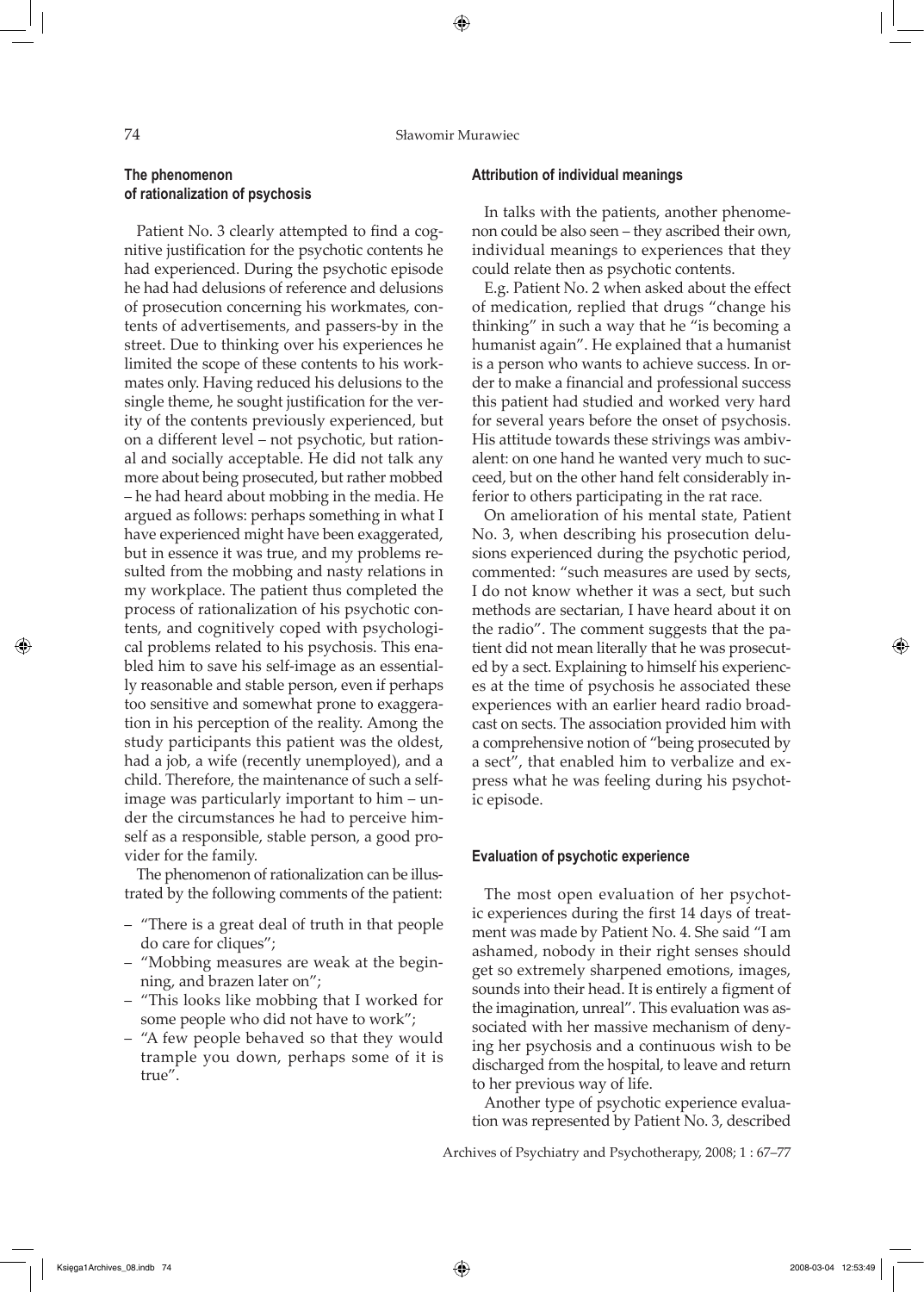### The phenomenon of rationalization of psychosis

Patient No. 3 clearly attempted to find a cognitive justification for the psychotic contents he had experienced. During the psychotic episode he had had delusions of reference and delusions of prosecution concerning his workmates, contents of advertisements, and passers-by in the street. Due to thinking over his experiences he limited the scope of these contents to his workmates only. Having reduced his delusions to the single theme, he sought justification for the verity of the contents previously experienced, but on a different level – not psychotic, but rational and socially acceptable. He did not talk any more about being prosecuted, but rather mobbed – he had heard about mobbing in the media. He argued as follows: perhaps something in what I have experienced might have been exaggerated, but in essence it was true, and my problems resulted from the mobbing and nasty relations in my workplace. The patient thus completed the process of rationalization of his psychotic contents, and cognitively coped with psychological problems related to his psychosis. This enabled him to save his self-image as an essentially reasonable and stable person, even if perhaps too sensitive and somewhat prone to exaggeration in his perception of the reality. Among the study participants this patient was the oldest, had a job, a wife (recently unemployed), and a child. Therefore, the maintenance of such a self-image was particularly important to him – under the circumstances he had to perceive himself as a responsible, stable person, a good provider for the family.

The phenomenon of rationalization can be illustrated by the following comments of the patient:

- "There is a great deal of truth in that people do care for cliques";
- "Mobbing measures are weak at the beginning, and brazen later on";
- "This looks like mobbing that I worked for some people who did not have to work";
- "A few people behaved so that they would trample you down, perhaps some of it is true".

### Attribution of individual meanings

In talks with the patients, another phenomenon could be also seen – they ascribed their own, individual meanings to experiences that they could relate then as psychotic contents.

E.g. Patient No. 2 when asked about the effect of medication, replied that drugs "change his thinking" in such a way that he "is becoming a humanist again". He explained that a humanist is a person who wants to achieve success. In order to make a financial and professional success this patient had studied and worked very hard for several years before the onset of psychosis. His attitude towards these strivings was ambivalent: on one hand he wanted very much to succeed, but on the other hand felt considerably inferior to others participating in the rat race.

On amelioration of his mental state, Patient No. 3, when describing his prosecution delusions experienced during the psychotic period, commented: "such measures are used by sects, I do not know whether it was a sect, but such methods are sectarian, I have heard about it on the radio". The comment suggests that the patient did not mean literally that he was prosecuted by a sect. Explaining to himself his experiences at the time of psychosis he associated these experiences with an earlier heard radio broadcast on sects. The association provided him with a comprehensive notion of "being prosecuted by a sect", that enabled him to verbalize and express what he was feeling during his psychotic episode.

### Evaluation of psychotic experience

The most open evaluation of her psychotic experiences during the first 14 days of treatment was made by Patient No. 4. She said "I am ashamed, nobody in their right senses should get so extremely sharpened emotions, images, sounds into their head. It is entirely a figment of the imagination, unreal". This evaluation was associated with her massive mechanism of denying her psychosis and a continuous wish to be discharged from the hospital, to leave and return to her previous way of life.

Another type of psychotic experience evaluation was represented by Patient No. 3, described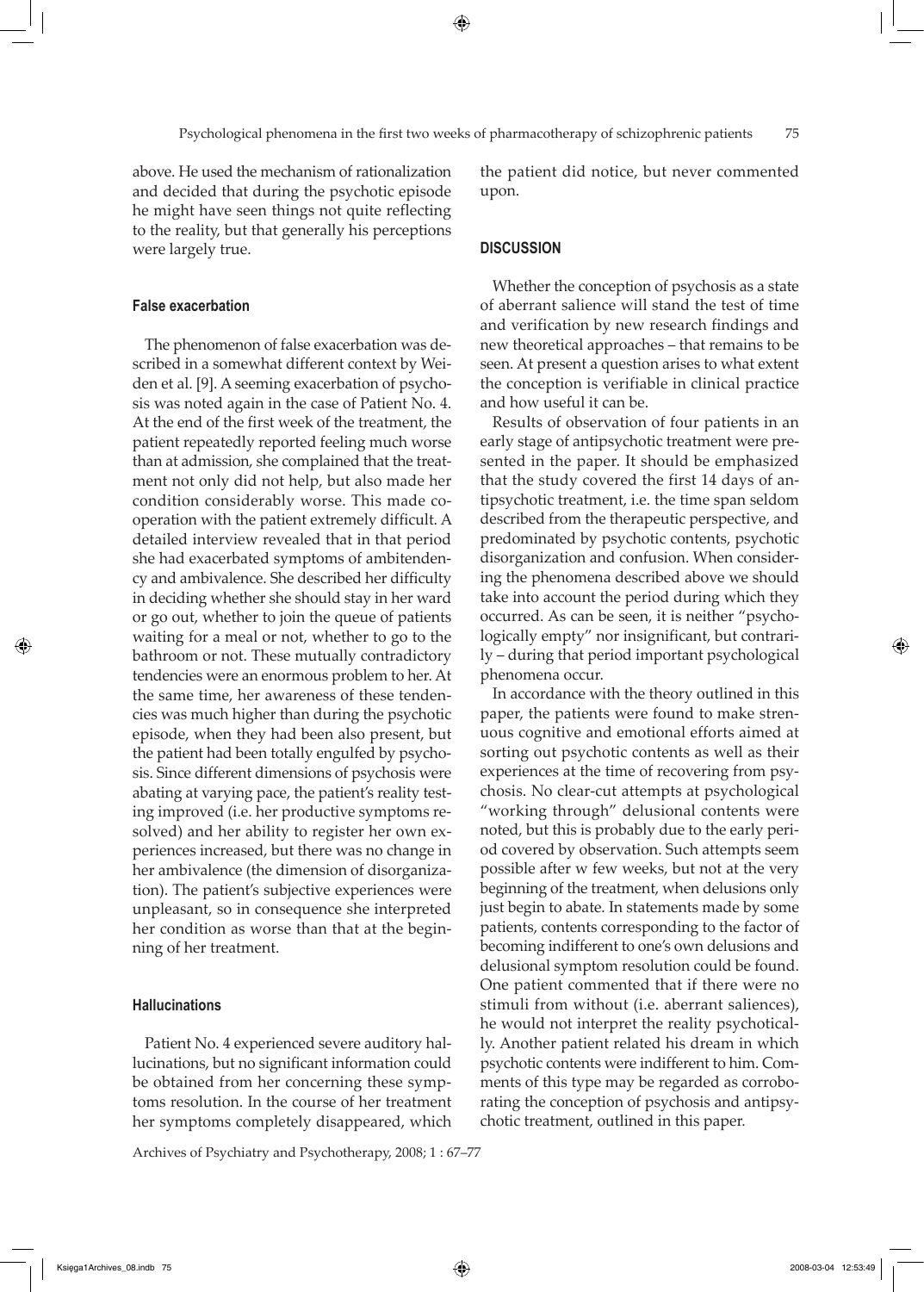above. He used the mechanism of rationalization and decided that during the psychotic episode he might have seen things not quite reflecting to the reality, but that generally his perceptions were largely true.

### False exacerbation

The phenomenon of false exacerbation was described in a somewhat different context by Weiden et al. [9]. A seeming exacerbation of psychosis was noted again in the case of Patient No. 4. At the end of the first week of the treatment, the patient repeatedly reported feeling much worse than at admission, she complained that the treatment not only did not help, but also made her condition considerably worse. This made cooperation with the patient extremely difficult. A detailed interview revealed that in that period she had exacerbated symptoms of ambitendency and ambivalence. She described her difficulty in deciding whether she should stay in her ward or go out, whether to join the queue of patients waiting for a meal or not, whether to go to the bathroom or not. These mutually contradictory tendencies were an enormous problem to her. At the same time, her awareness of these tendencies was much higher than during the psychotic episode, when they had been also present, but the patient had been totally engulfed by psychosis. Since different dimensions of psychosis were abating at varying pace, the patient's reality testing improved (i.e. her productive symptoms resolved) and her ability to register her own experiences increased, but there was no change in her ambivalence (the dimension of disorganization). The patient's subjective experiences were unpleasant, so in consequence she interpreted her condition as worse than that at the beginning of her treatment.

### Hallucinations

Patient No. 4 experienced severe auditory hallucinations, but no significant information could be obtained from her concerning these symptoms resolution. In the course of her treatment her symptoms completely disappeared, which the patient did notice, but never commented upon.

## DISCUSSION

Whether the conception of psychosis as a state of aberrant salience will stand the test of time and verification by new research findings and new theoretical approaches – that remains to be seen. At present a question arises to what extent the conception is verifiable in clinical practice and how useful it can be.

Results of observation of four patients in an early stage of antipsychotic treatment were presented in the paper. It should be emphasized that the study covered the first 14 days of antipsychotic treatment, i.e. the time span seldom described from the therapeutic perspective, and predominated by psychotic contents, psychotic disorganization and confusion. When considering the phenomena described above we should take into account the period during which they occurred. As can be seen, it is neither "psychologically empty" nor insignificant, but contrarily – during that period important psychological phenomena occur.

In accordance with the theory outlined in this paper, the patients were found to make strenuous cognitive and emotional efforts aimed at sorting out psychotic contents as well as their experiences at the time of recovering from psychosis. No clear-cut attempts at psychological "working through" delusional contents were noted, but this is probably due to the early period covered by observation. Such attempts seem possible after w few weeks, but not at the very beginning of the treatment, when delusions only just begin to abate. In statements made by some patients, contents corresponding to the factor of becoming indifferent to one's own delusions and delusional symptom resolution could be found. One patient commented that if there were no stimuli from without (i.e. aberrant saliences), he would not interpret the reality psychotically. Another patient related his dream in which psychotic contents were indifferent to him. Comments of this type may be regarded as corroborating the conception of psychosis and antipsychotic treatment, outlined in this paper.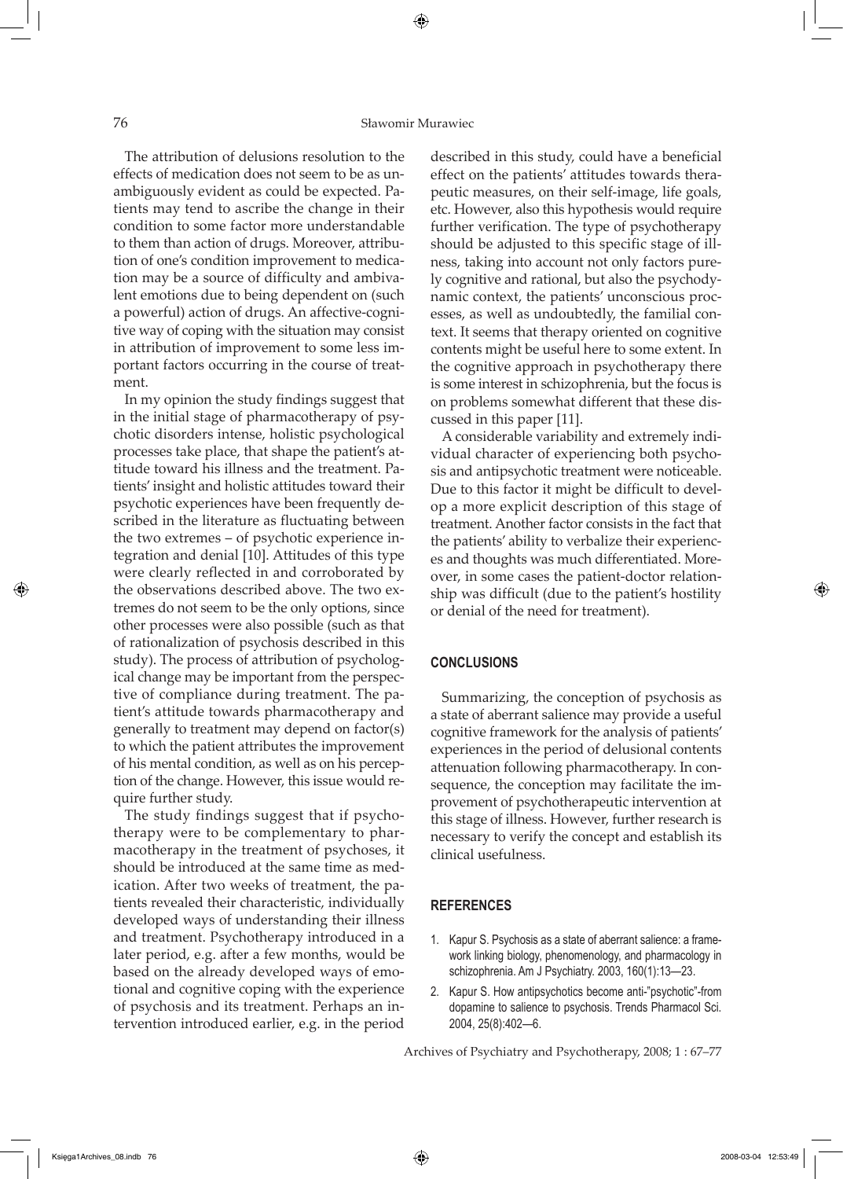The attribution of delusions resolution to the effects of medication does not seem to be as unambiguously evident as could be expected. Patients may tend to ascribe the change in their condition to some factor more understandable to them than action of drugs. Moreover, attribution of one's condition improvement to medication may be a source of difficulty and ambivalent emotions due to being dependent on (such a powerful) action of drugs. An affective-cognitive way of coping with the situation may consist in attribution of improvement to some less important factors occurring in the course of treatment.

In my opinion the study findings suggest that in the initial stage of pharmacotherapy of psychotic disorders intense, holistic psychological processes take place, that shape the patient's attitude toward his illness and the treatment. Patients' insight and holistic attitudes toward their psychotic experiences have been frequently described in the literature as fluctuating between the two extremes – of psychotic experience integration and denial [10]. Attitudes of this type were clearly reflected in and corroborated by the observations described above. The two extremes do not seem to be the only options, since other processes were also possible (such as that of rationalization of psychosis described in this study). The process of attribution of psychological change may be important from the perspective of compliance during treatment. The patient's attitude towards pharmacotherapy and generally to treatment may depend on factor(s) to which the patient attributes the improvement of his mental condition, as well as on his perception of the change. However, this issue would require further study.

The study findings suggest that if psychotherapy were to be complementary to pharmacotherapy in the treatment of psychoses, it should be introduced at the same time as medication. After two weeks of treatment, the patients revealed their characteristic, individually developed ways of understanding their illness and treatment. Psychotherapy introduced in a later period, e.g. after a few months, would be based on the already developed ways of emotional and cognitive coping with the experience of psychosis and its treatment. Perhaps an intervention introduced earlier, e.g. in the period described in this study, could have a beneficial effect on the patients' attitudes towards therapeutic measures, on their self-image, life goals, etc. However, also this hypothesis would require further verification. The type of psychotherapy should be adjusted to this specific stage of illness, taking into account not only factors purely cognitive and rational, but also the psychodynamic context, the patients' unconscious processes, as well as undoubtedly, the familial context. It seems that therapy oriented on cognitive contents might be useful here to some extent. In the cognitive approach in psychotherapy there is some interest in schizophrenia, but the focus is on problems somewhat different that these discussed in this paper [11].

A considerable variability and extremely individual character of experiencing both psychosis and antipsychotic treatment were noticeable. Due to this factor it might be difficult to develop a more explicit description of this stage of treatment. Another factor consists in the fact that the patients' ability to verbalize their experiences and thoughts was much differentiated. Moreover, in some cases the patient-doctor relationship was difficult (due to the patient's hostility or denial of the need for treatment).

## CONCLUSIONS

Summarizing, the conception of psychosis as a state of aberrant salience may provide a useful cognitive framework for the analysis of patients' experiences in the period of delusional contents attenuation following pharmacotherapy. In consequence, the conception may facilitate the improvement of psychotherapeutic intervention at this stage of illness. However, further research is necessary to verify the concept and establish its clinical usefulness.

## REFERENCES

1. Kapur S. Psychosis as a state of aberrant salience: a framework linking biology, phenomenology, and pharmacology in schizophrenia. Am J Psychiatry. 2003, 160(1):13—23.
2. Kapur S. How antipsychotics become anti-"psychotic"-from dopamine to salience to psychosis. Trends Pharmacol Sci. 2004, 25(8):402—6.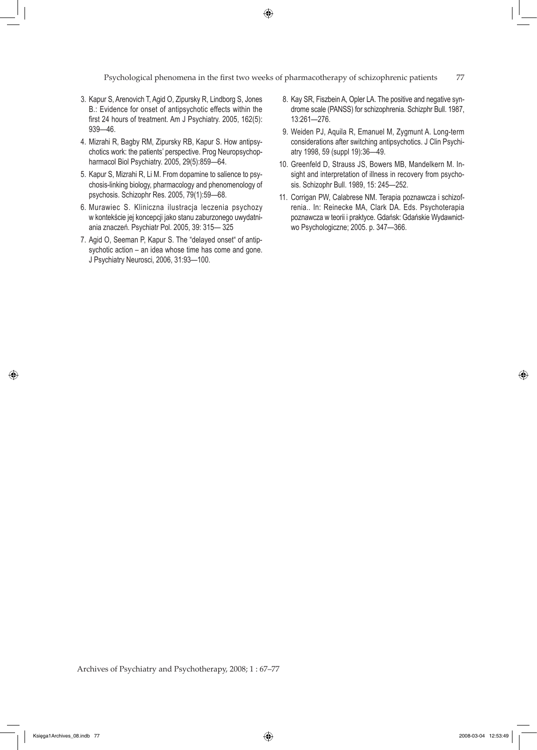3. Kapur S, Arenovich T, Agid O, Zipursky R, Lindborg S, Jones B.: Evidence for onset of antipsychotic effects within the first 24 hours of treatment. Am J Psychiatry. 2005, 162(5): 939—46.
4. Mizrahi R, Bagby RM, Zipursky RB, Kapur S. How antipsychotics work: the patients' perspective. Prog Neuropsychopharmacol Biol Psychiatry. 2005, 29(5):859—64.
5. Kapur S, Mizrahi R, Li M. From dopamine to salience to psychosis-linking biology, pharmacology and phenomenology of psychosis. Schizophr Res. 2005, 79(1):59—68.
6. Murawiec S. Kliniczna ilustracja leczenia psychozy w kontekście jej koncepcji jako stanu zaburzonego uwydatniania znaczeń. Psychiatr Pol. 2005, 39: 315— 325
7. Agid O, Seeman P, Kapur S. The "delayed onset" of antipsychotic action – an idea whose time has come and gone. J Psychiatry Neurosci, 2006, 31:93—100.
8. Kay SR, Fiszbein A, Opler LA. The positive and negative syndrome scale (PANSS) for schizophrenia. Schizphr Bull. 1987, 13:261—276.
9. Weiden PJ, Aquila R, Emanuel M, Zygmunt A. Long-term considerations after switching antipsychotics. J Clin Psychiatry 1998, 59 (suppl 19):36—49.
10. Greenfeld D, Strauss JS, Bowers MB, Mandelkern M. Insight and interpretation of illness in recovery from psychosis. Schizophr Bull. 1989, 15: 245—252.
11. Corrigan PW, Calabrese NM. Terapia poznawcza i schizofrenia.. In: Reinecke MA, Clark DA. Eds. Psychoterapia poznawcza w teorii i praktyce. Gdańsk: Gdańskie Wydawnictwo Psychologiczne; 2005. p. 347—366.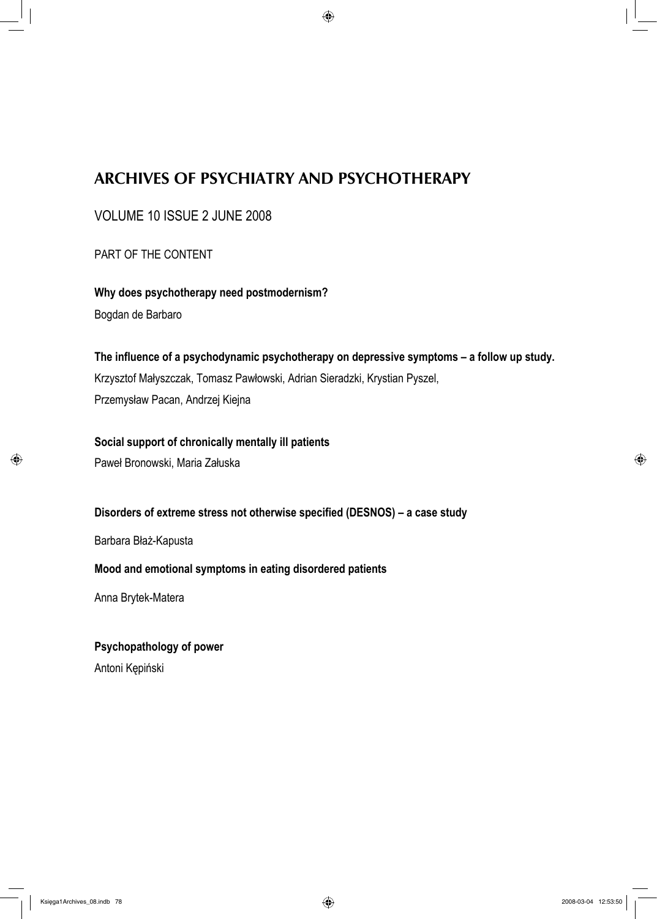# ARCHIVES OF PSYCHIATRY AND PSYCHOTHERAPY

VOLUME 10 ISSUE 2 JUNE 2008

PART OF THE CONTENT

**Why does psychotherapy need postmodernism?**

Bogdan de Barbaro

**The influence of a psychodynamic psychotherapy on depressive symptoms – a follow up study.**

Krzysztof Małyszczak, Tomasz Pawłowski, Adrian Sieradzki, Krystian Pyszel, Przemysław Pacan, Andrzej Kiejna

**Social support of chronically mentally ill patients**

Paweł Bronowski, Maria Załuska

**Disorders of extreme stress not otherwise specified (DESNOS) – a case study**

Barbara Błaż-Kapusta

**Mood and emotional symptoms in eating disordered patients**

Anna Brytek-Matera

**Psychopathology of power**

Antoni Kępiński